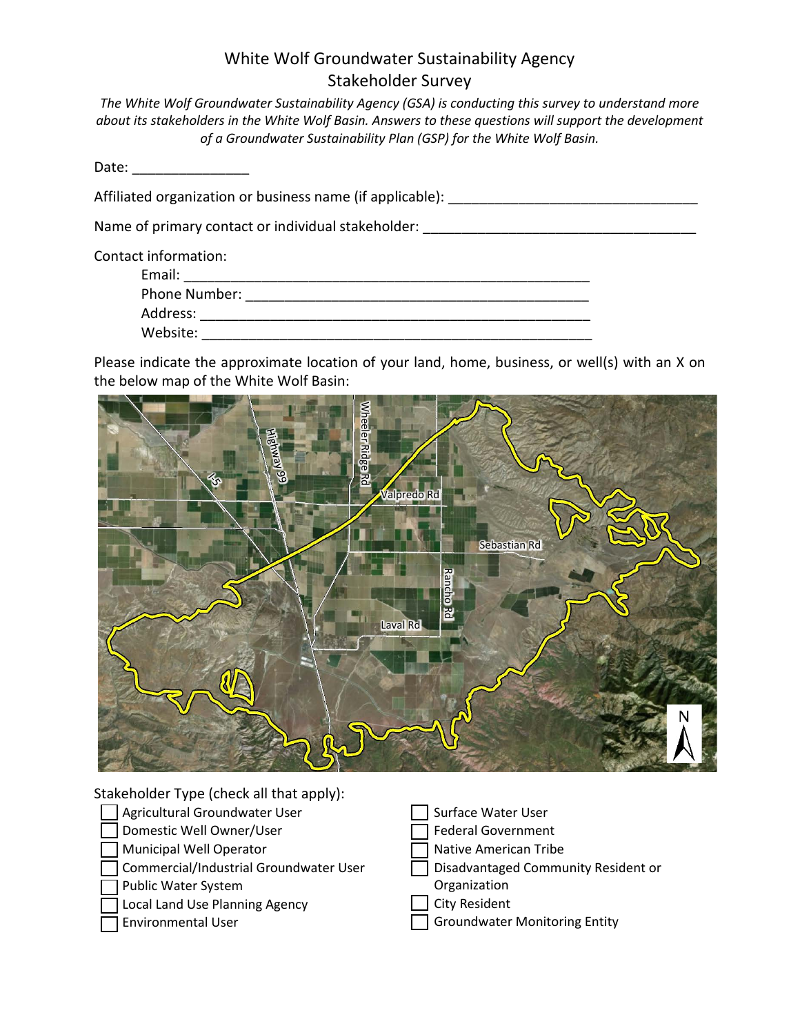# White Wolf Groundwater Sustainability Agency
## Stakeholder Survey

*The White Wolf Groundwater Sustainability Agency (GSA) is conducting this survey to understand more about its stakeholders in the White Wolf Basin. Answers to these questions will support the development of a Groundwater Sustainability Plan (GSP) for the White Wolf Basin.*

Date: _______________

Affiliated organization or business name (if applicable): ________________________________

Name of primary contact or individual stakeholder: ___________________________________

Contact information:

- Email: _____________________________________________________
- Phone Number: ______________________________________________
- Address: ___________________________________________________
- Website: ___________________________________________________

Please indicate the approximate location of your land, home, business, or well(s) with an X on the below map of the White Wolf Basin:

Stakeholder Type (check all that apply):

- ☐ Agricultural Groundwater User
- ☐ Domestic Well Owner/User
- ☐ Municipal Well Operator
- ☐ Commercial/Industrial Groundwater User
- ☐ Public Water System
- ☐ Local Land Use Planning Agency
- ☐ Environmental User
- ☐ Surface Water User
- ☐ Federal Government
- ☐ Native American Tribe
- ☐ Disadvantaged Community Resident or Organization
- ☐ City Resident
- ☐ Groundwater Monitoring Entity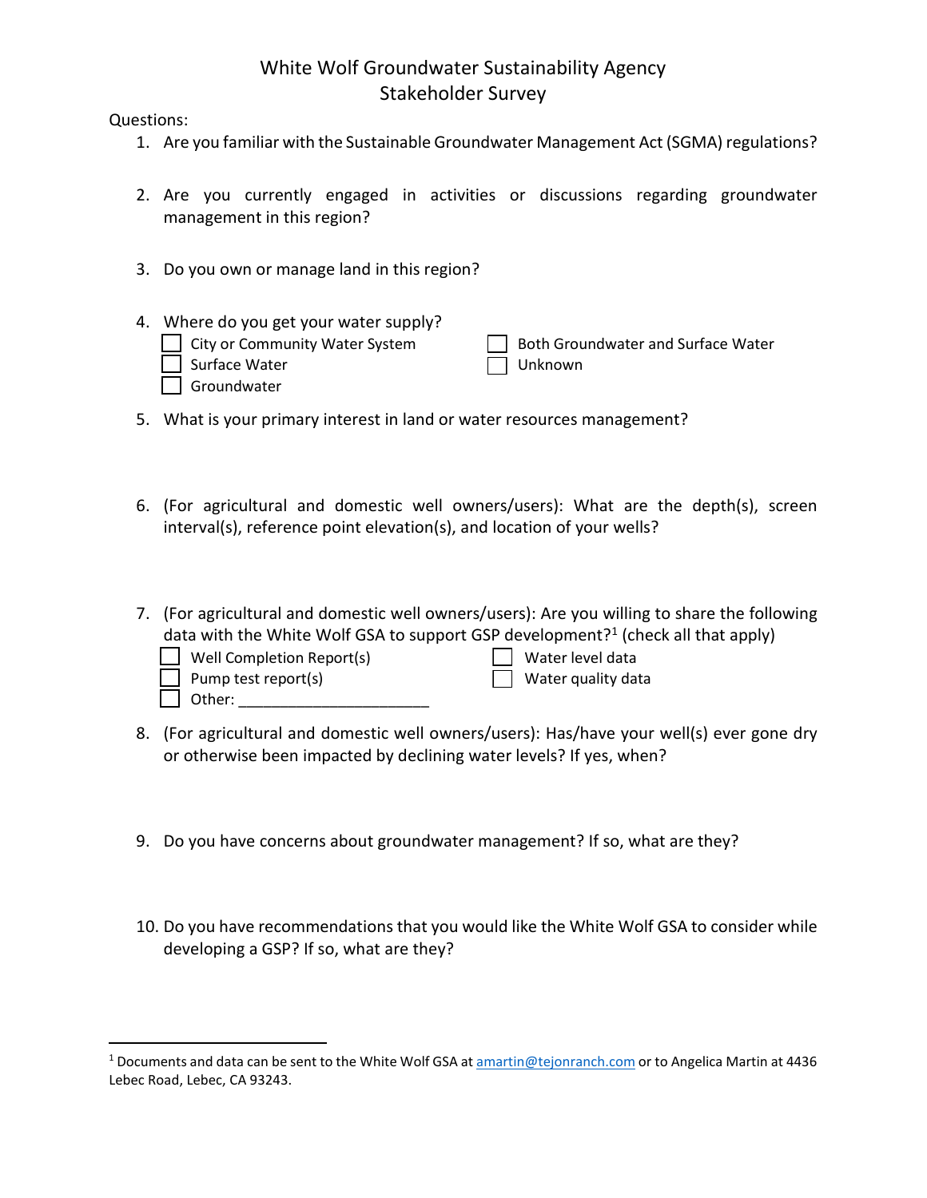# White Wolf Groundwater Sustainability Agency
## Stakeholder Survey

Questions:

1. Are you familiar with the Sustainable Groundwater Management Act (SGMA) regulations?

2. Are you currently engaged in activities or discussions regarding groundwater management in this region?

3. Do you own or manage land in this region?

4. Where do you get your water supply?
   - ☐ City or Community Water System
   - ☐ Surface Water
   - ☐ Groundwater
   - ☐ Both Groundwater and Surface Water
   - ☐ Unknown

5. What is your primary interest in land or water resources management?

6. (For agricultural and domestic well owners/users): What are the depth(s), screen interval(s), reference point elevation(s), and location of your wells?

7. (For agricultural and domestic well owners/users): Are you willing to share the following data with the White Wolf GSA to support GSP development?[1] (check all that apply)
   - ☐ Well Completion Report(s)
   - ☐ Pump test report(s)
   - ☐ Other: ______________________
   - ☐ Water level data
   - ☐ Water quality data

8. (For agricultural and domestic well owners/users): Has/have your well(s) ever gone dry or otherwise been impacted by declining water levels? If yes, when?

9. Do you have concerns about groundwater management? If so, what are they?

10. Do you have recommendations that you would like the White Wolf GSA to consider while developing a GSP? If so, what are they?

---

[1] Documents and data can be sent to the White Wolf GSA at amartin@tejonranch.com or to Angelica Martin at 4436 Lebec Road, Lebec, CA 93243.